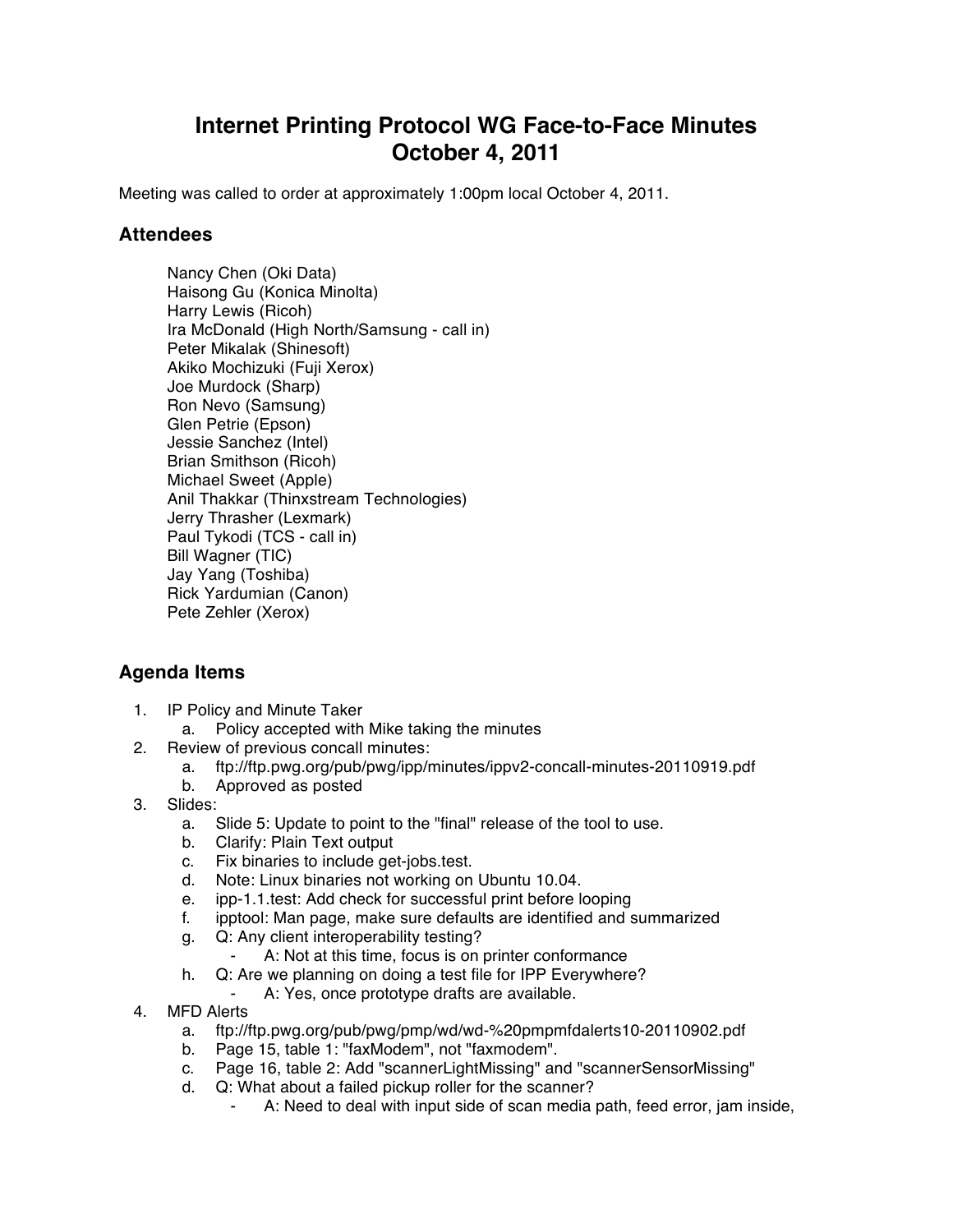# Internet Printing Protocol WG Face-to-Face Minutes
# October 4, 2011

Meeting was called to order at approximately 1:00pm local October 4, 2011.

## Attendees

Nancy Chen (Oki Data)
Haisong Gu (Konica Minolta)
Harry Lewis (Ricoh)
Ira McDonald (High North/Samsung - call in)
Peter Mikalak (Shinesoft)
Akiko Mochizuki (Fuji Xerox)
Joe Murdock (Sharp)
Ron Nevo (Samsung)
Glen Petrie (Epson)
Jessie Sanchez (Intel)
Brian Smithson (Ricoh)
Michael Sweet (Apple)
Anil Thakkar (Thinxstream Technologies)
Jerry Thrasher (Lexmark)
Paul Tykodi (TCS - call in)
Bill Wagner (TIC)
Jay Yang (Toshiba)
Rick Yardumian (Canon)
Pete Zehler (Xerox)

## Agenda Items

1. IP Policy and Minute Taker
   a. Policy accepted with Mike taking the minutes
2. Review of previous concall minutes:
   a. ftp://ftp.pwg.org/pub/pwg/ipp/minutes/ippv2-concall-minutes-20110919.pdf
   b. Approved as posted
3. Slides:
   a. Slide 5: Update to point to the "final" release of the tool to use.
   b. Clarify: Plain Text output
   c. Fix binaries to include get-jobs.test.
   d. Note: Linux binaries not working on Ubuntu 10.04.
   e. ipp-1.1.test: Add check for successful print before looping
   f. ipptool: Man page, make sure defaults are identified and summarized
   g. Q: Any client interoperability testing?
      - A: Not at this time, focus is on printer conformance
   h. Q: Are we planning on doing a test file for IPP Everywhere?
      - A: Yes, once prototype drafts are available.
4. MFD Alerts
   a. ftp://ftp.pwg.org/pub/pwg/pmp/wd/wd-%20pmpmfdalerts10-20110902.pdf
   b. Page 15, table 1: "faxModem", not "faxmodem".
   c. Page 16, table 2: Add "scannerLightMissing" and "scannerSensorMissing"
   d. Q: What about a failed pickup roller for the scanner?
      - A: Need to deal with input side of scan media path, feed error, jam inside,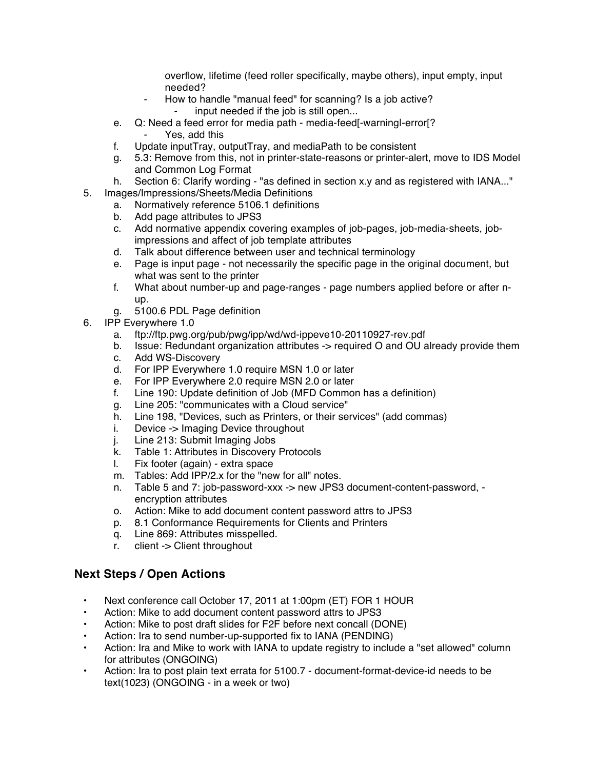overflow, lifetime (feed roller specifically, maybe others), input empty, input needed?
  - How to handle "manual feed" for scanning? Is a job active?
    - input needed if the job is still open...

   e. Q: Need a feed error for media path - media-feed[-warning|-error[?
      - Yes, add this
   f. Update inputTray, outputTray, and mediaPath to be consistent
   g. 5.3: Remove from this, not in printer-state-reasons or printer-alert, move to IDS Model and Common Log Format
   h. Section 6: Clarify wording - "as defined in section x.y and as registered with IANA..."

5. Images/Impressions/Sheets/Media Definitions
   a. Normatively reference 5106.1 definitions
   b. Add page attributes to JPS3
   c. Add normative appendix covering examples of job-pages, job-media-sheets, job-impressions and affect of job template attributes
   d. Talk about difference between user and technical terminology
   e. Page is input page - not necessarily the specific page in the original document, but what was sent to the printer
   f. What about number-up and page-ranges - page numbers applied before or after n-up.
   g. 5100.6 PDL Page definition
6. IPP Everywhere 1.0
   a. ftp://ftp.pwg.org/pub/pwg/ipp/wd/wd-ippeve10-20110927-rev.pdf
   b. Issue: Redundant organization attributes -> required O and OU already provide them
   c. Add WS-Discovery
   d. For IPP Everywhere 1.0 require MSN 1.0 or later
   e. For IPP Everywhere 2.0 require MSN 2.0 or later
   f. Line 190: Update definition of Job (MFD Common has a definition)
   g. Line 205: "communicates with a Cloud service"
   h. Line 198, "Devices, such as Printers, or their services" (add commas)
   i. Device -> Imaging Device throughout
   j. Line 213: Submit Imaging Jobs
   k. Table 1: Attributes in Discovery Protocols
   l. Fix footer (again) - extra space
   m. Tables: Add IPP/2.x for the "new for all" notes.
   n. Table 5 and 7: job-password-xxx -> new JPS3 document-content-password, -encryption attributes
   o. Action: Mike to add document content password attrs to JPS3
   p. 8.1 Conformance Requirements for Clients and Printers
   q. Line 869: Attributes misspelled.
   r. client -> Client throughout

## Next Steps / Open Actions

- Next conference call October 17, 2011 at 1:00pm (ET) FOR 1 HOUR
- Action: Mike to add document content password attrs to JPS3
- Action: Mike to post draft slides for F2F before next concall (DONE)
- Action: Ira to send number-up-supported fix to IANA (PENDING)
- Action: Ira and Mike to work with IANA to update registry to include a "set allowed" column for attributes (ONGOING)
- Action: Ira to post plain text errata for 5100.7 - document-format-device-id needs to be text(1023) (ONGOING - in a week or two)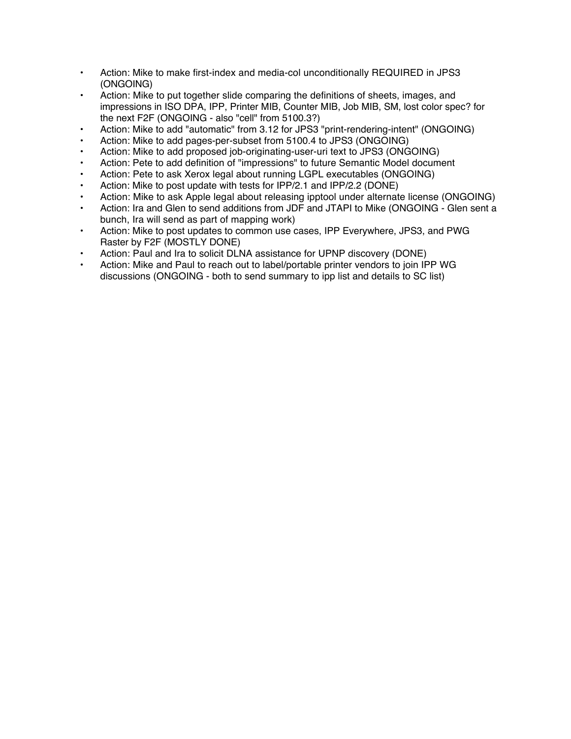- Action: Mike to make first-index and media-col unconditionally REQUIRED in JPS3 (ONGOING)
- Action: Mike to put together slide comparing the definitions of sheets, images, and impressions in ISO DPA, IPP, Printer MIB, Counter MIB, Job MIB, SM, lost color spec? for the next F2F (ONGOING - also "cell" from 5100.3?)
- Action: Mike to add "automatic" from 3.12 for JPS3 "print-rendering-intent" (ONGOING)
- Action: Mike to add pages-per-subset from 5100.4 to JPS3 (ONGOING)
- Action: Mike to add proposed job-originating-user-uri text to JPS3 (ONGOING)
- Action: Pete to add definition of "impressions" to future Semantic Model document
- Action: Pete to ask Xerox legal about running LGPL executables (ONGOING)
- Action: Mike to post update with tests for IPP/2.1 and IPP/2.2 (DONE)
- Action: Mike to ask Apple legal about releasing ipptool under alternate license (ONGOING)
- Action: Ira and Glen to send additions from JDF and JTAPI to Mike (ONGOING - Glen sent a bunch, Ira will send as part of mapping work)
- Action: Mike to post updates to common use cases, IPP Everywhere, JPS3, and PWG Raster by F2F (MOSTLY DONE)
- Action: Paul and Ira to solicit DLNA assistance for UPNP discovery (DONE)
- Action: Mike and Paul to reach out to label/portable printer vendors to join IPP WG discussions (ONGOING - both to send summary to ipp list and details to SC list)